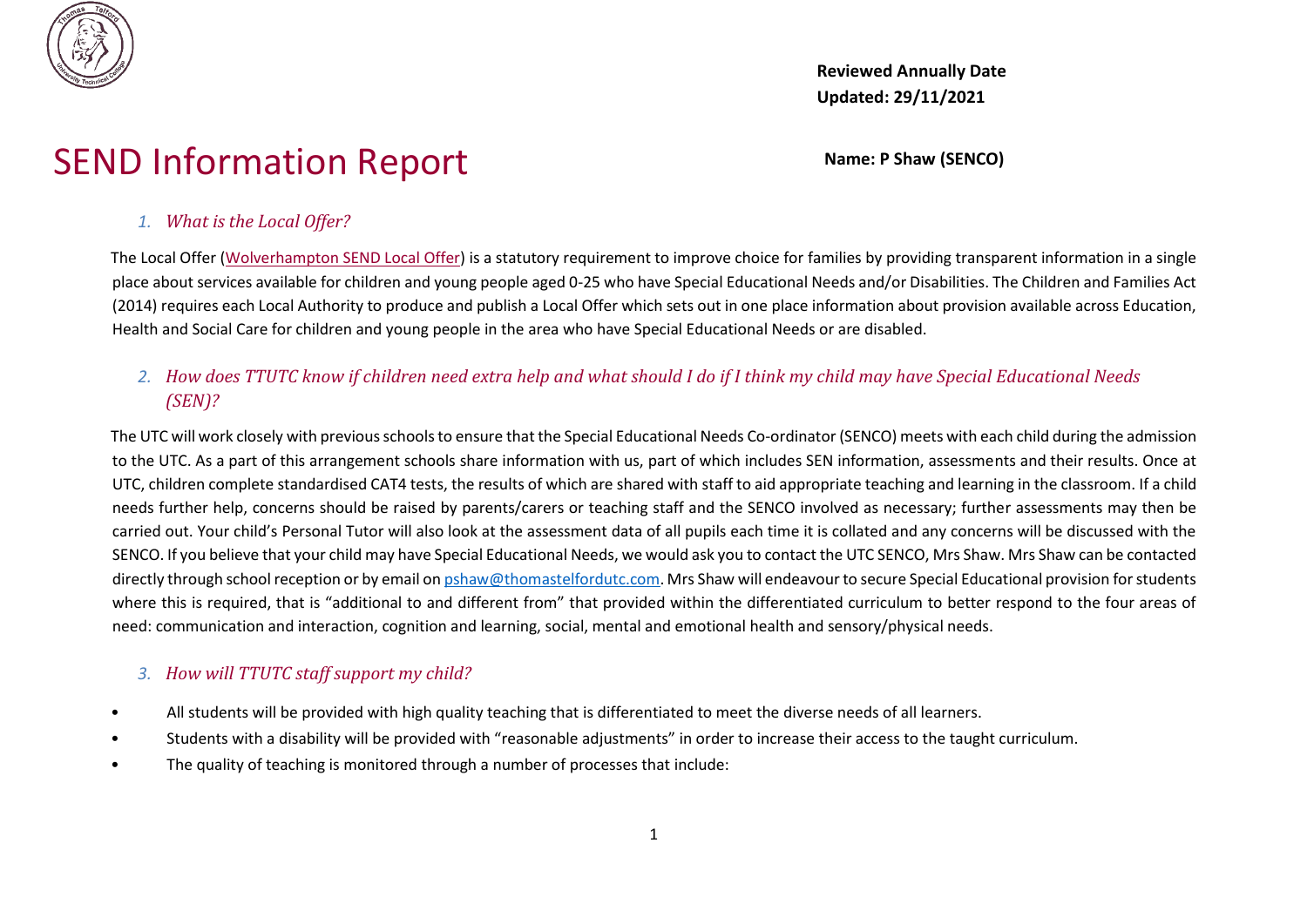**Reviewed Annually Date**
**Updated: 29/11/2021**

# SEND Information Report

**Name: P Shaw (SENCO)**

## *1. What is the Local Offer?*

The Local Offer (Wolverhampton SEND Local Offer) is a statutory requirement to improve choice for families by providing transparent information in a single place about services available for children and young people aged 0-25 who have Special Educational Needs and/or Disabilities. The Children and Families Act (2014) requires each Local Authority to produce and publish a Local Offer which sets out in one place information about provision available across Education, Health and Social Care for children and young people in the area who have Special Educational Needs or are disabled.

## *2. How does TTUTC know if children need extra help and what should I do if I think my child may have Special Educational Needs (SEN)?*

The UTC will work closely with previous schools to ensure that the Special Educational Needs Co-ordinator (SENCO) meets with each child during the admission to the UTC. As a part of this arrangement schools share information with us, part of which includes SEN information, assessments and their results. Once at UTC, children complete standardised CAT4 tests, the results of which are shared with staff to aid appropriate teaching and learning in the classroom. If a child needs further help, concerns should be raised by parents/carers or teaching staff and the SENCO involved as necessary; further assessments may then be carried out. Your child's Personal Tutor will also look at the assessment data of all pupils each time it is collated and any concerns will be discussed with the SENCO. If you believe that your child may have Special Educational Needs, we would ask you to contact the UTC SENCO, Mrs Shaw. Mrs Shaw can be contacted directly through school reception or by email on pshaw@thomastelfordutc.com. Mrs Shaw will endeavour to secure Special Educational provision for students where this is required, that is "additional to and different from" that provided within the differentiated curriculum to better respond to the four areas of need: communication and interaction, cognition and learning, social, mental and emotional health and sensory/physical needs.

## *3. How will TTUTC staff support my child?*

- All students will be provided with high quality teaching that is differentiated to meet the diverse needs of all learners.
- Students with a disability will be provided with "reasonable adjustments" in order to increase their access to the taught curriculum.
- The quality of teaching is monitored through a number of processes that include: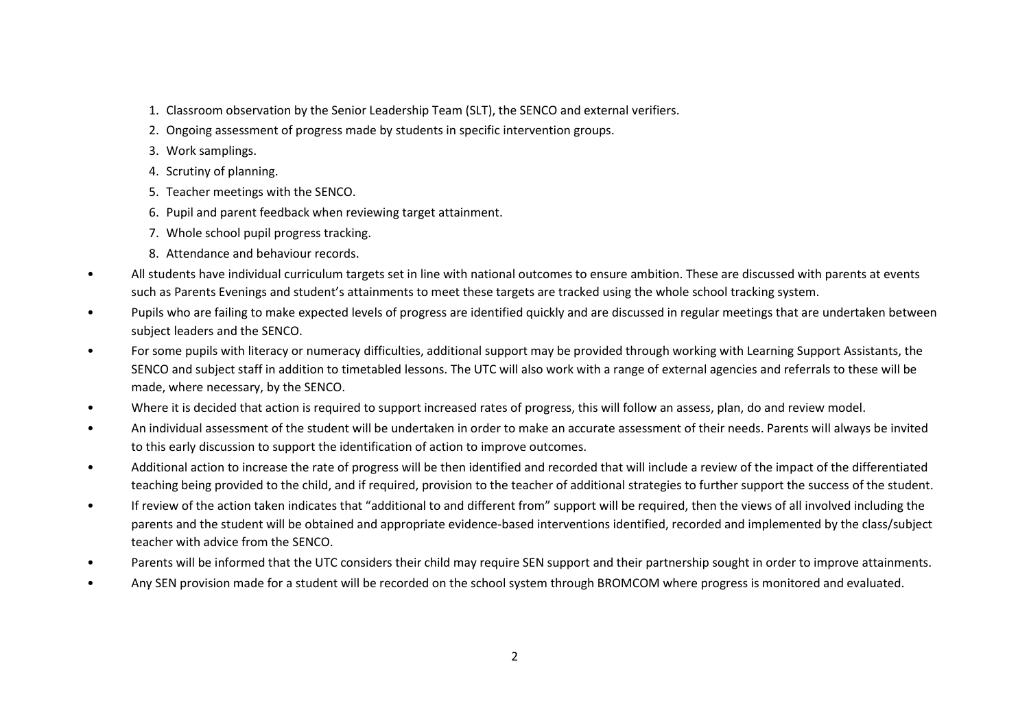1. Classroom observation by the Senior Leadership Team (SLT), the SENCO and external verifiers.
2. Ongoing assessment of progress made by students in specific intervention groups.
3. Work samplings.
4. Scrutiny of planning.
5. Teacher meetings with the SENCO.
6. Pupil and parent feedback when reviewing target attainment.
7. Whole school pupil progress tracking.
8. Attendance and behaviour records.

- All students have individual curriculum targets set in line with national outcomes to ensure ambition. These are discussed with parents at events such as Parents Evenings and student's attainments to meet these targets are tracked using the whole school tracking system.
- Pupils who are failing to make expected levels of progress are identified quickly and are discussed in regular meetings that are undertaken between subject leaders and the SENCO.
- For some pupils with literacy or numeracy difficulties, additional support may be provided through working with Learning Support Assistants, the SENCO and subject staff in addition to timetabled lessons. The UTC will also work with a range of external agencies and referrals to these will be made, where necessary, by the SENCO.
- Where it is decided that action is required to support increased rates of progress, this will follow an assess, plan, do and review model.
- An individual assessment of the student will be undertaken in order to make an accurate assessment of their needs. Parents will always be invited to this early discussion to support the identification of action to improve outcomes.
- Additional action to increase the rate of progress will be then identified and recorded that will include a review of the impact of the differentiated teaching being provided to the child, and if required, provision to the teacher of additional strategies to further support the success of the student.
- If review of the action taken indicates that "additional to and different from" support will be required, then the views of all involved including the parents and the student will be obtained and appropriate evidence-based interventions identified, recorded and implemented by the class/subject teacher with advice from the SENCO.
- Parents will be informed that the UTC considers their child may require SEN support and their partnership sought in order to improve attainments.
- Any SEN provision made for a student will be recorded on the school system through BROMCOM where progress is monitored and evaluated.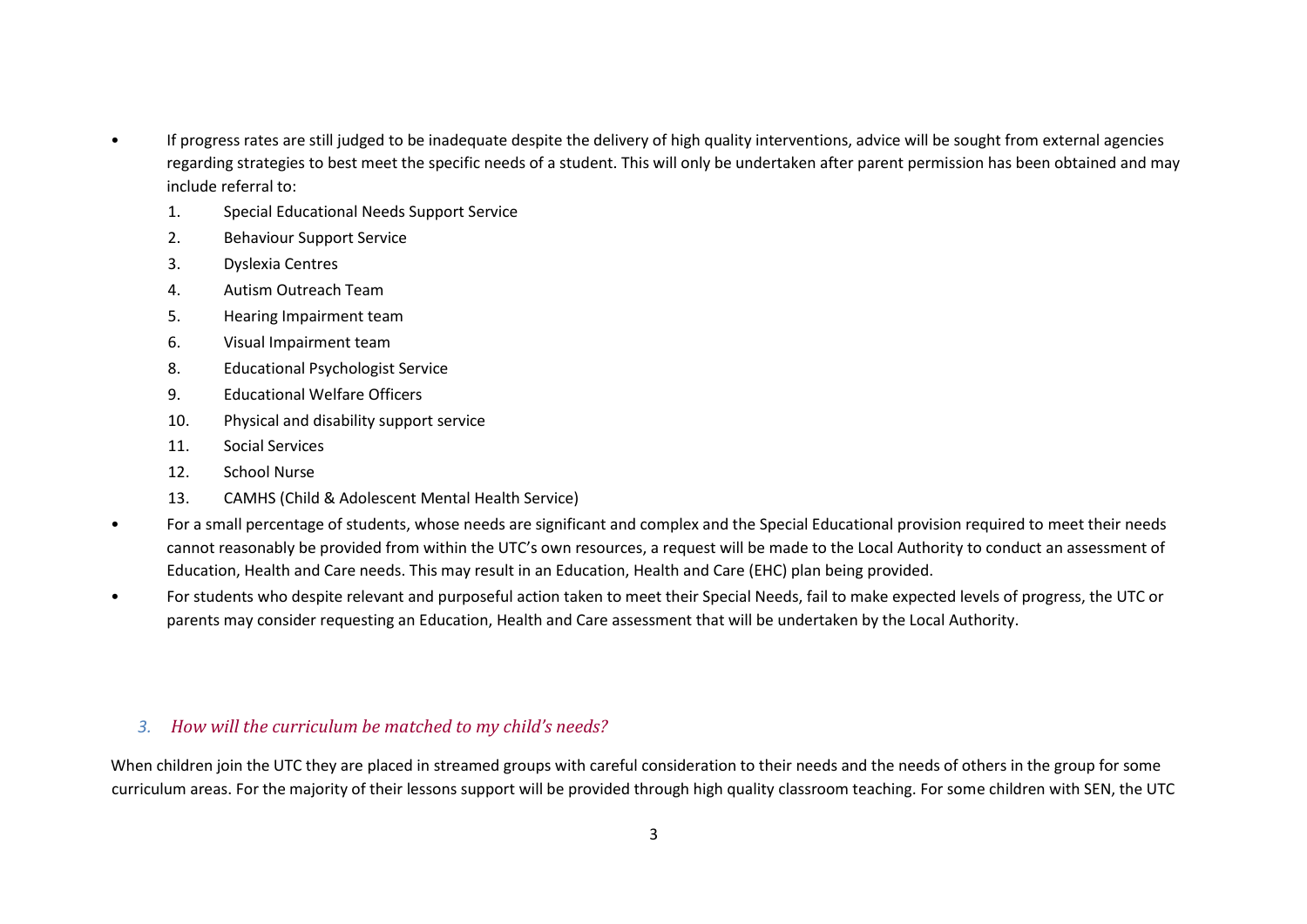- If progress rates are still judged to be inadequate despite the delivery of high quality interventions, advice will be sought from external agencies regarding strategies to best meet the specific needs of a student. This will only be undertaken after parent permission has been obtained and may include referral to:
    1. Special Educational Needs Support Service
    2. Behaviour Support Service
    3. Dyslexia Centres
    4. Autism Outreach Team
    5. Hearing Impairment team
    6. Visual Impairment team
    8. Educational Psychologist Service
    9. Educational Welfare Officers
    10. Physical and disability support service
    11. Social Services
    12. School Nurse
    13. CAMHS (Child & Adolescent Mental Health Service)
- For a small percentage of students, whose needs are significant and complex and the Special Educational provision required to meet their needs cannot reasonably be provided from within the UTC's own resources, a request will be made to the Local Authority to conduct an assessment of Education, Health and Care needs. This may result in an Education, Health and Care (EHC) plan being provided.
- For students who despite relevant and purposeful action taken to meet their Special Needs, fail to make expected levels of progress, the UTC or parents may consider requesting an Education, Health and Care assessment that will be undertaken by the Local Authority.

### *3. How will the curriculum be matched to my child's needs?*

When children join the UTC they are placed in streamed groups with careful consideration to their needs and the needs of others in the group for some curriculum areas. For the majority of their lessons support will be provided through high quality classroom teaching. For some children with SEN, the UTC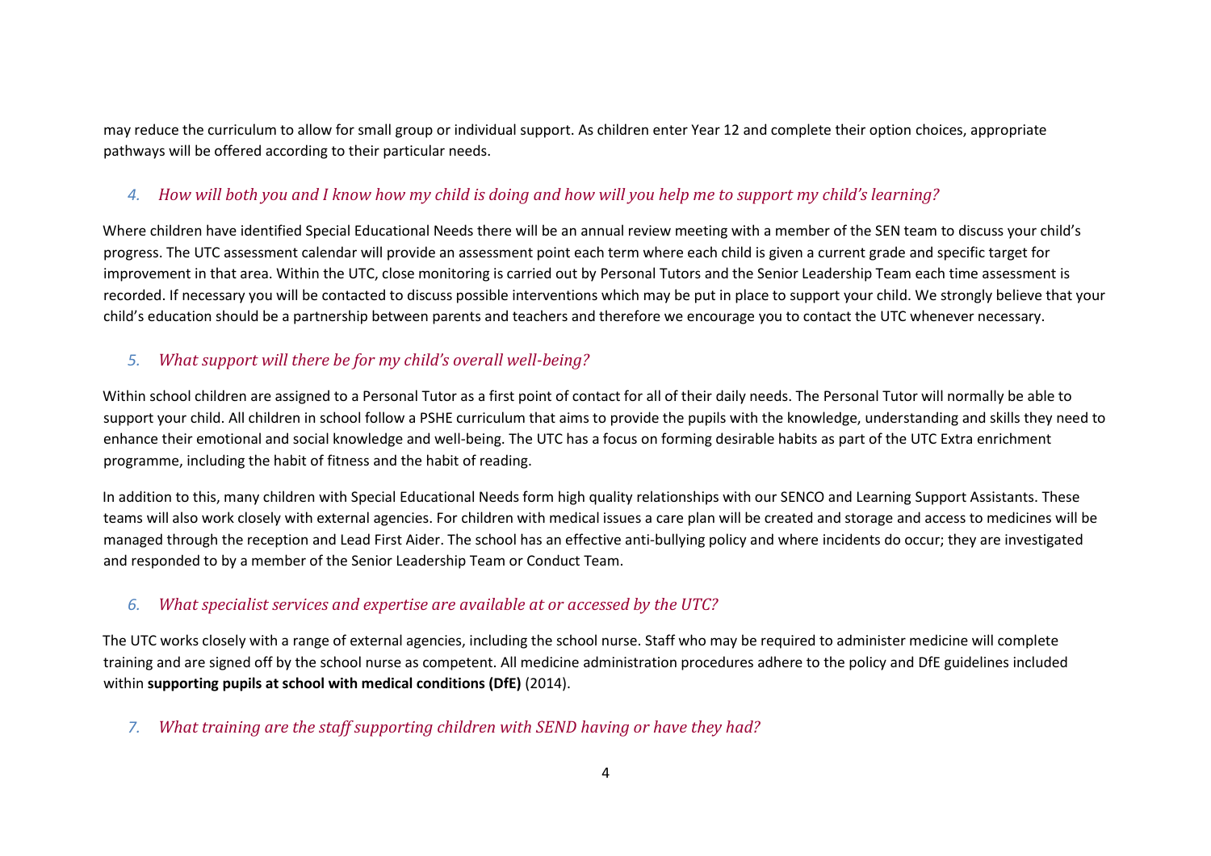may reduce the curriculum to allow for small group or individual support. As children enter Year 12 and complete their option choices, appropriate pathways will be offered according to their particular needs.

### *4. How will both you and I know how my child is doing and how will you help me to support my child's learning?*

Where children have identified Special Educational Needs there will be an annual review meeting with a member of the SEN team to discuss your child's progress. The UTC assessment calendar will provide an assessment point each term where each child is given a current grade and specific target for improvement in that area. Within the UTC, close monitoring is carried out by Personal Tutors and the Senior Leadership Team each time assessment is recorded. If necessary you will be contacted to discuss possible interventions which may be put in place to support your child. We strongly believe that your child's education should be a partnership between parents and teachers and therefore we encourage you to contact the UTC whenever necessary.

### *5. What support will there be for my child's overall well-being?*

Within school children are assigned to a Personal Tutor as a first point of contact for all of their daily needs. The Personal Tutor will normally be able to support your child. All children in school follow a PSHE curriculum that aims to provide the pupils with the knowledge, understanding and skills they need to enhance their emotional and social knowledge and well-being. The UTC has a focus on forming desirable habits as part of the UTC Extra enrichment programme, including the habit of fitness and the habit of reading.

In addition to this, many children with Special Educational Needs form high quality relationships with our SENCO and Learning Support Assistants. These teams will also work closely with external agencies. For children with medical issues a care plan will be created and storage and access to medicines will be managed through the reception and Lead First Aider. The school has an effective anti-bullying policy and where incidents do occur; they are investigated and responded to by a member of the Senior Leadership Team or Conduct Team.

### *6. What specialist services and expertise are available at or accessed by the UTC?*

The UTC works closely with a range of external agencies, including the school nurse. Staff who may be required to administer medicine will complete training and are signed off by the school nurse as competent. All medicine administration procedures adhere to the policy and DfE guidelines included within **supporting pupils at school with medical conditions (DfE)** (2014).

### *7. What training are the staff supporting children with SEND having or have they had?*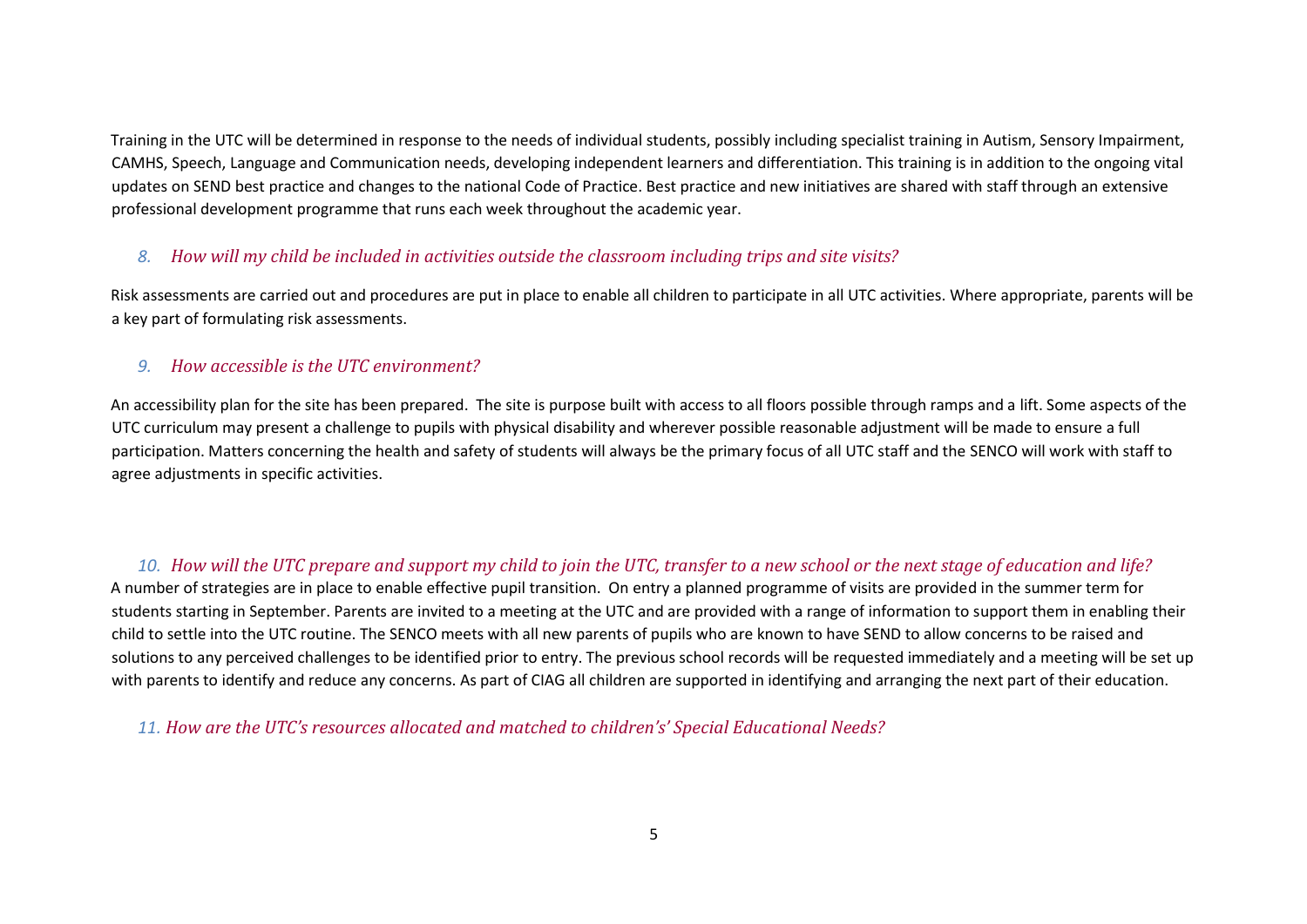Training in the UTC will be determined in response to the needs of individual students, possibly including specialist training in Autism, Sensory Impairment, CAMHS, Speech, Language and Communication needs, developing independent learners and differentiation. This training is in addition to the ongoing vital updates on SEND best practice and changes to the national Code of Practice. Best practice and new initiatives are shared with staff through an extensive professional development programme that runs each week throughout the academic year.

### *8. How will my child be included in activities outside the classroom including trips and site visits?*

Risk assessments are carried out and procedures are put in place to enable all children to participate in all UTC activities. Where appropriate, parents will be a key part of formulating risk assessments.

### *9. How accessible is the UTC environment?*

An accessibility plan for the site has been prepared. The site is purpose built with access to all floors possible through ramps and a lift. Some aspects of the UTC curriculum may present a challenge to pupils with physical disability and wherever possible reasonable adjustment will be made to ensure a full participation. Matters concerning the health and safety of students will always be the primary focus of all UTC staff and the SENCO will work with staff to agree adjustments in specific activities.

### *10. How will the UTC prepare and support my child to join the UTC, transfer to a new school or the next stage of education and life?*

A number of strategies are in place to enable effective pupil transition. On entry a planned programme of visits are provided in the summer term for students starting in September. Parents are invited to a meeting at the UTC and are provided with a range of information to support them in enabling their child to settle into the UTC routine. The SENCO meets with all new parents of pupils who are known to have SEND to allow concerns to be raised and solutions to any perceived challenges to be identified prior to entry. The previous school records will be requested immediately and a meeting will be set up with parents to identify and reduce any concerns. As part of CIAG all children are supported in identifying and arranging the next part of their education.

### *11. How are the UTC's resources allocated and matched to children's' Special Educational Needs?*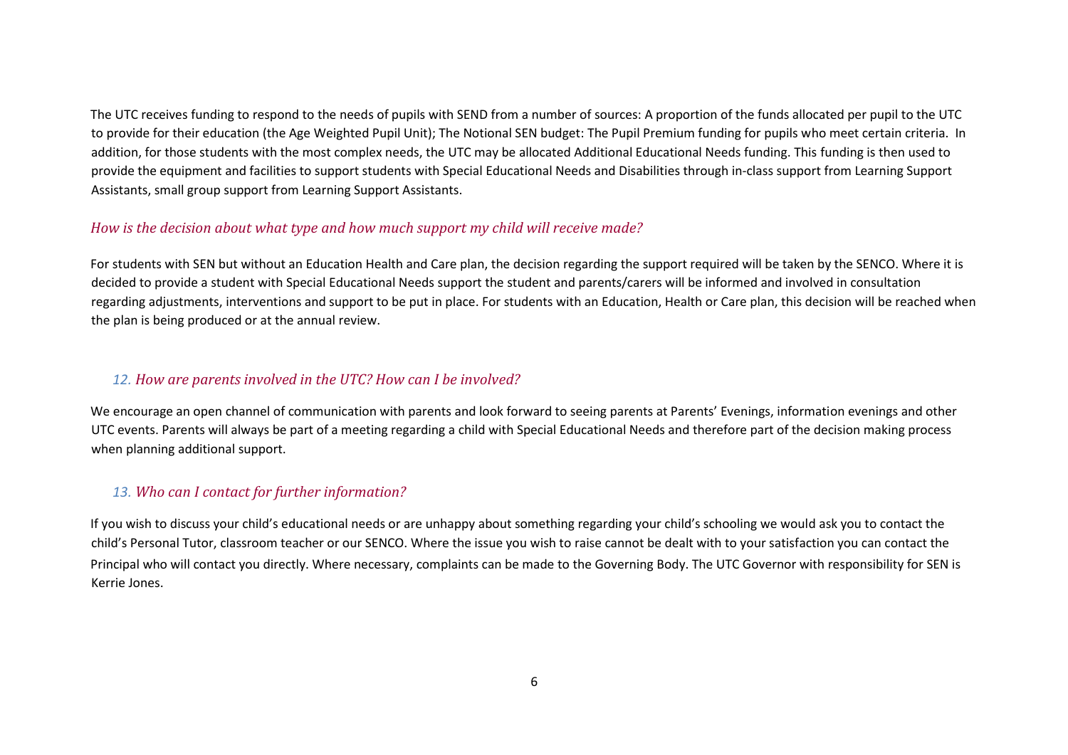The UTC receives funding to respond to the needs of pupils with SEND from a number of sources: A proportion of the funds allocated per pupil to the UTC to provide for their education (the Age Weighted Pupil Unit); The Notional SEN budget: The Pupil Premium funding for pupils who meet certain criteria. In addition, for those students with the most complex needs, the UTC may be allocated Additional Educational Needs funding. This funding is then used to provide the equipment and facilities to support students with Special Educational Needs and Disabilities through in-class support from Learning Support Assistants, small group support from Learning Support Assistants.

### *How is the decision about what type and how much support my child will receive made?*

For students with SEN but without an Education Health and Care plan, the decision regarding the support required will be taken by the SENCO. Where it is decided to provide a student with Special Educational Needs support the student and parents/carers will be informed and involved in consultation regarding adjustments, interventions and support to be put in place. For students with an Education, Health or Care plan, this decision will be reached when the plan is being produced or at the annual review.

### *12. How are parents involved in the UTC? How can I be involved?*

We encourage an open channel of communication with parents and look forward to seeing parents at Parents' Evenings, information evenings and other UTC events. Parents will always be part of a meeting regarding a child with Special Educational Needs and therefore part of the decision making process when planning additional support.

### *13. Who can I contact for further information?*

If you wish to discuss your child's educational needs or are unhappy about something regarding your child's schooling we would ask you to contact the child's Personal Tutor, classroom teacher or our SENCO. Where the issue you wish to raise cannot be dealt with to your satisfaction you can contact the Principal who will contact you directly. Where necessary, complaints can be made to the Governing Body. The UTC Governor with responsibility for SEN is Kerrie Jones.